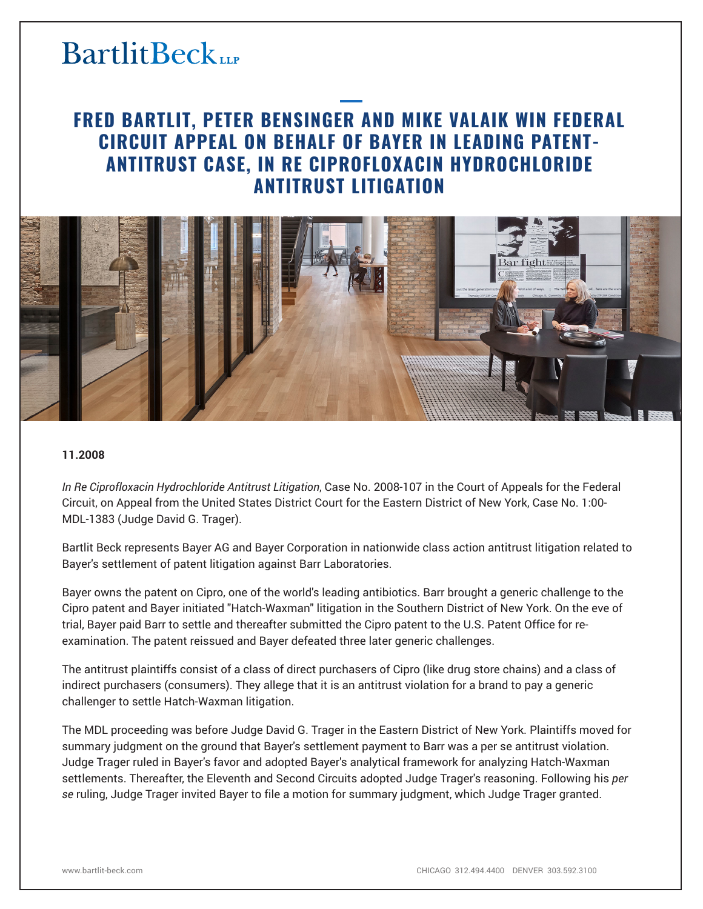BartlitBeck LLP

# FRED BARTLIT, PETER BENSINGER AND MIKE VALAIK WIN FEDERAL CIRCUIT APPEAL ON BEHALF OF BAYER IN LEADING PATENT-ANTITRUST CASE, IN RE CIPROFLOXACIN HYDROCHLORIDE ANTITRUST LITIGATION

**11.2008**

*In Re Ciprofloxacin Hydrochloride Antitrust Litigation*, Case No. 2008-107 in the Court of Appeals for the Federal Circuit, on Appeal from the United States District Court for the Eastern District of New York, Case No. 1:00-MDL-1383 (Judge David G. Trager).

Bartlit Beck represents Bayer AG and Bayer Corporation in nationwide class action antitrust litigation related to Bayer's settlement of patent litigation against Barr Laboratories.

Bayer owns the patent on Cipro, one of the world's leading antibiotics. Barr brought a generic challenge to the Cipro patent and Bayer initiated "Hatch-Waxman" litigation in the Southern District of New York. On the eve of trial, Bayer paid Barr to settle and thereafter submitted the Cipro patent to the U.S. Patent Office for re-examination. The patent reissued and Bayer defeated three later generic challenges.

The antitrust plaintiffs consist of a class of direct purchasers of Cipro (like drug store chains) and a class of indirect purchasers (consumers). They allege that it is an antitrust violation for a brand to pay a generic challenger to settle Hatch-Waxman litigation.

The MDL proceeding was before Judge David G. Trager in the Eastern District of New York. Plaintiffs moved for summary judgment on the ground that Bayer's settlement payment to Barr was a per se antitrust violation. Judge Trager ruled in Bayer's favor and adopted Bayer's analytical framework for analyzing Hatch-Waxman settlements. Thereafter, the Eleventh and Second Circuits adopted Judge Trager's reasoning. Following his *per se* ruling, Judge Trager invited Bayer to file a motion for summary judgment, which Judge Trager granted.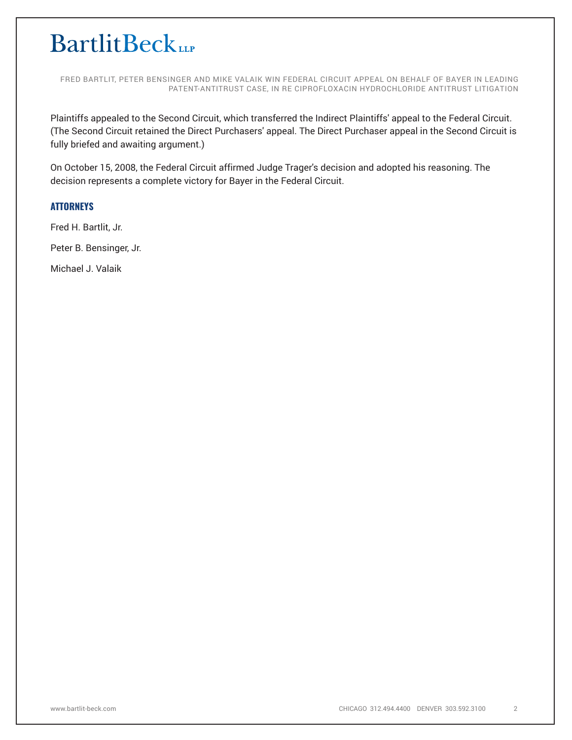Plaintiffs appealed to the Second Circuit, which transferred the Indirect Plaintiffs' appeal to the Federal Circuit. (The Second Circuit retained the Direct Purchasers' appeal. The Direct Purchaser appeal in the Second Circuit is fully briefed and awaiting argument.)

On October 15, 2008, the Federal Circuit affirmed Judge Trager's decision and adopted his reasoning. The decision represents a complete victory for Bayer in the Federal Circuit.

## ATTORNEYS

Fred H. Bartlit, Jr.

Peter B. Bensinger, Jr.

Michael J. Valaik